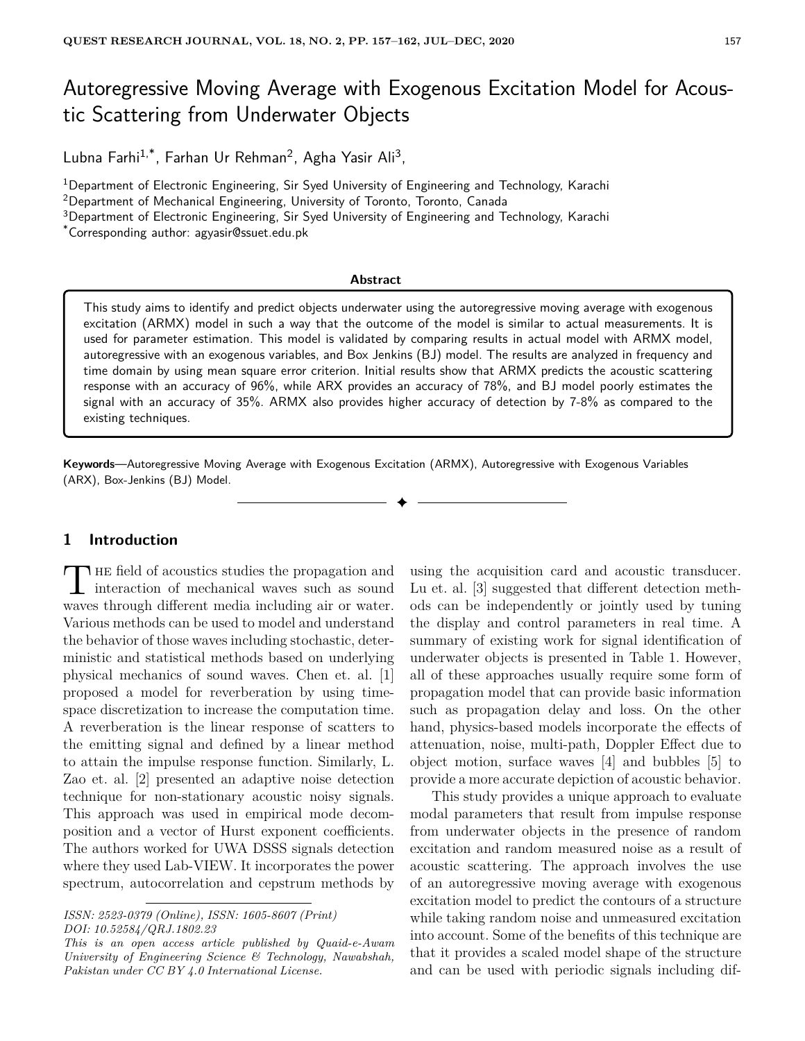# Autoregressive Moving Average with Exogenous Excitation Model for Acoustic Scattering from Underwater Objects

Lubna Farhi[1,*], Farhan Ur Rehman[2], Agha Yasir Ali[3],

[1]Department of Electronic Engineering, Sir Syed University of Engineering and Technology, Karachi
[2]Department of Mechanical Engineering, University of Toronto, Toronto, Canada
[3]Department of Electronic Engineering, Sir Syed University of Engineering and Technology, Karachi
[*]Corresponding author: agyasir@ssuet.edu.pk

**Abstract**

This study aims to identify and predict objects underwater using the autoregressive moving average with exogenous excitation (ARMX) model in such a way that the outcome of the model is similar to actual measurements. It is used for parameter estimation. This model is validated by comparing results in actual model with ARMX model, autoregressive with an exogenous variables, and Box Jenkins (BJ) model. The results are analyzed in frequency and time domain by using mean square error criterion. Initial results show that ARMX predicts the acoustic scattering response with an accuracy of 96%, while ARX provides an accuracy of 78%, and BJ model poorly estimates the signal with an accuracy of 35%. ARMX also provides higher accuracy of detection by 7-8% as compared to the existing techniques.

**Keywords**—Autoregressive Moving Average with Exogenous Excitation (ARMX), Autoregressive with Exogenous Variables (ARX), Box-Jenkins (BJ) Model.

## 1 Introduction

The field of acoustics studies the propagation and interaction of mechanical waves such as sound waves through different media including air or water. Various methods can be used to model and understand the behavior of those waves including stochastic, deterministic and statistical methods based on underlying physical mechanics of sound waves. Chen et. al. [1] proposed a model for reverberation by using time-space discretization to increase the computation time. A reverberation is the linear response of scatters to the emitting signal and defined by a linear method to attain the impulse response function. Similarly, L. Zao et. al. [2] presented an adaptive noise detection technique for non-stationary acoustic noisy signals. This approach was used in empirical mode decomposition and a vector of Hurst exponent coefficients. The authors worked for UWA DSSS signals detection where they used Lab-VIEW. It incorporates the power spectrum, autocorrelation and cepstrum methods by using the acquisition card and acoustic transducer. Lu et. al. [3] suggested that different detection methods can be independently or jointly used by tuning the display and control parameters in real time. A summary of existing work for signal identification of underwater objects is presented in Table 1. However, all of these approaches usually require some form of propagation model that can provide basic information such as propagation delay and loss. On the other hand, physics-based models incorporate the effects of attenuation, noise, multi-path, Doppler Effect due to object motion, surface waves [4] and bubbles [5] to provide a more accurate depiction of acoustic behavior.

This study provides a unique approach to evaluate modal parameters that result from impulse response from underwater objects in the presence of random excitation and random measured noise as a result of acoustic scattering. The approach involves the use of an autoregressive moving average with exogenous excitation model to predict the contours of a structure while taking random noise and unmeasured excitation into account. Some of the benefits of this technique are that it provides a scaled model shape of the structure and can be used with periodic signals including dif-

*ISSN: 2523-0379 (Online), ISSN: 1605-8607 (Print)*
*DOI: 10.52584/QRJ.1802.23*
*This is an open access article published by Quaid-e-Awam University of Engineering Science & Technology, Nawabshah, Pakistan under CC BY 4.0 International License.*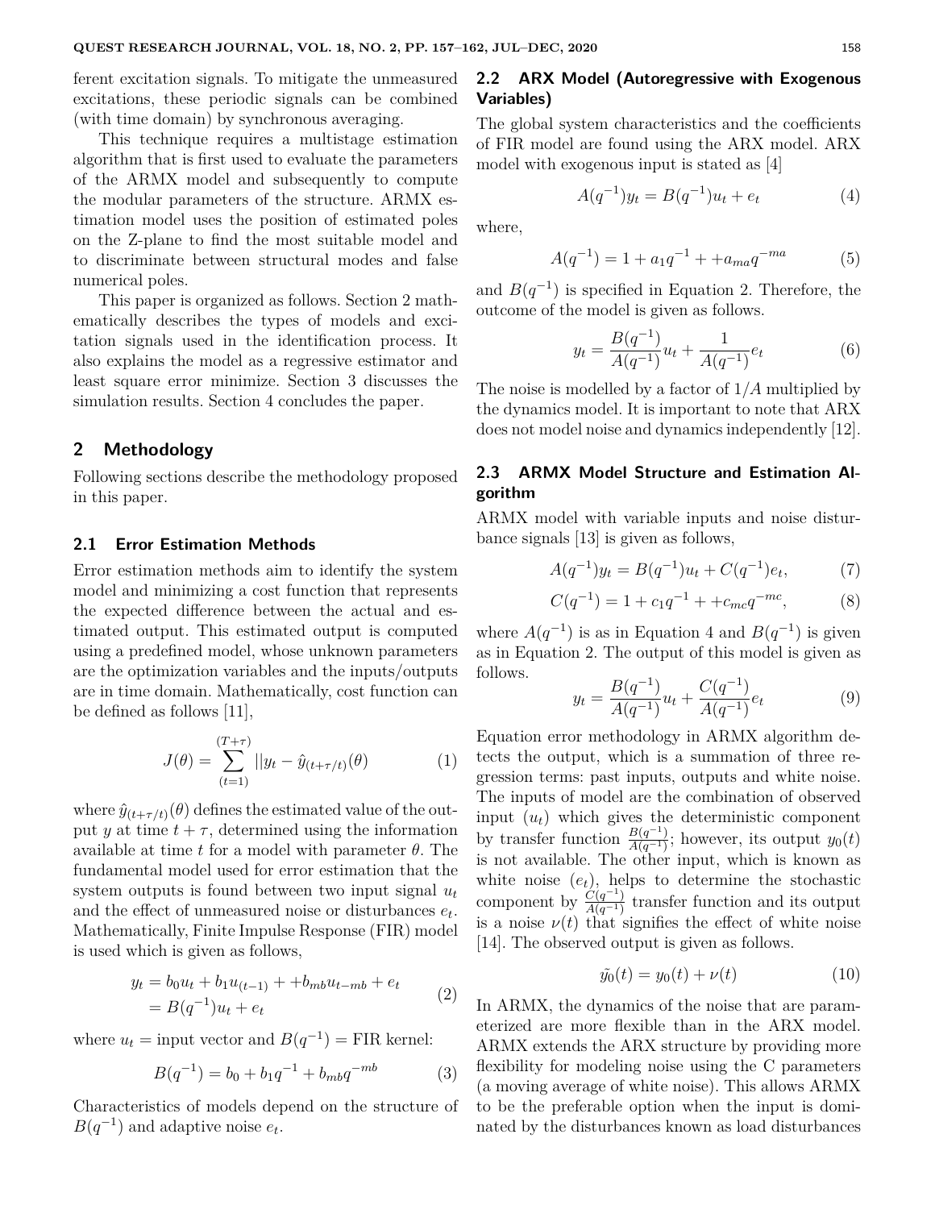ferent excitation signals. To mitigate the unmeasured excitations, these periodic signals can be combined (with time domain) by synchronous averaging.

This technique requires a multistage estimation algorithm that is first used to evaluate the parameters of the ARMX model and subsequently to compute the modular parameters of the structure. ARMX estimation model uses the position of estimated poles on the Z-plane to find the most suitable model and to discriminate between structural modes and false numerical poles.

This paper is organized as follows. Section 2 mathematically describes the types of models and excitation signals used in the identification process. It also explains the model as a regressive estimator and least square error minimize. Section 3 discusses the simulation results. Section 4 concludes the paper.

## 2 Methodology

Following sections describe the methodology proposed in this paper.

### 2.1 Error Estimation Methods

Error estimation methods aim to identify the system model and minimizing a cost function that represents the expected difference between the actual and estimated output. This estimated output is computed using a predefined model, whose unknown parameters are the optimization variables and the inputs/outputs are in time domain. Mathematically, cost function can be defined as follows [11],

$$J(\theta) = \sum_{(t=1)}^{(T+\tau)} ||y_t - \hat{y}_{(t+\tau/t)}(\theta) \tag{1}$$

where $\hat{y}_{(t+\tau/t)}(\theta)$ defines the estimated value of the output $y$ at time $t+\tau$, determined using the information available at time $t$ for a model with parameter $\theta$. The fundamental model used for error estimation that the system outputs is found between two input signal $u_t$ and the effect of unmeasured noise or disturbances $e_t$. Mathematically, Finite Impulse Response (FIR) model is used which is given as follows,

$$\begin{aligned} y_t &= b_0 u_t + b_1 u_{(t-1)} + +b_{mb} u_{t-mb} + e_t \\ &= B(q^{-1}) u_t + e_t \end{aligned} \tag{2}$$

where $u_t$ = input vector and $B(q^{-1})$ = FIR kernel:

$$B(q^{-1}) = b_0 + b_1 q^{-1} + b_{mb} q^{-mb} \tag{3}$$

Characteristics of models depend on the structure of $B(q^{-1})$ and adaptive noise $e_t$.

### 2.2 ARX Model (Autoregressive with Exogenous Variables)

The global system characteristics and the coefficients of FIR model are found using the ARX model. ARX model with exogenous input is stated as [4]

$$A(q^{-1}) y_t = B(q^{-1}) u_t + e_t \tag{4}$$

where,

$$A(q^{-1}) = 1 + a_1 q^{-1} + +a_{ma} q^{-ma} \tag{5}$$

and $B(q^{-1})$ is specified in Equation 2. Therefore, the outcome of the model is given as follows.

$$y_t = \frac{B(q^{-1})}{A(q^{-1})} u_t + \frac{1}{A(q^{-1})} e_t \tag{6}$$

The noise is modelled by a factor of $1/A$ multiplied by the dynamics model. It is important to note that ARX does not model noise and dynamics independently [12].

### 2.3 ARMX Model Structure and Estimation Algorithm

ARMX model with variable inputs and noise disturbance signals [13] is given as follows,

$$A(q^{-1}) y_t = B(q^{-1}) u_t + C(q^{-1}) e_t, \tag{7}$$

$$C(q^{-1}) = 1 + c_1 q^{-1} + +c_{mc} q^{-mc}, \tag{8}$$

where $A(q^{-1})$ is as in Equation 4 and $B(q^{-1})$ is given as in Equation 2. The output of this model is given as follows.

$$y_t = \frac{B(q^{-1})}{A(q^{-1})} u_t + \frac{C(q^{-1})}{A(q^{-1})} e_t \tag{9}$$

Equation error methodology in ARMX algorithm detects the output, which is a summation of three regression terms: past inputs, outputs and white noise. The inputs of model are the combination of observed input ($u_t$) which gives the deterministic component by transfer function $\frac{B(q^{-1})}{A(q^{-1})}$; however, its output $y_0(t)$ is not available. The other input, which is known as white noise ($e_t$), helps to determine the stochastic component by $\frac{C(q^{-1})}{A(q^{-1})}$ transfer function and its output is a noise $\nu(t)$ that signifies the effect of white noise [14]. The observed output is given as follows.

$$\tilde{y_0}(t) = y_0(t) + \nu(t) \tag{10}$$

In ARMX, the dynamics of the noise that are parameterized are more flexible than in the ARX model. ARMX extends the ARX structure by providing more flexibility for modeling noise using the C parameters (a moving average of white noise). This allows ARMX to be the preferable option when the input is dominated by the disturbances known as load disturbances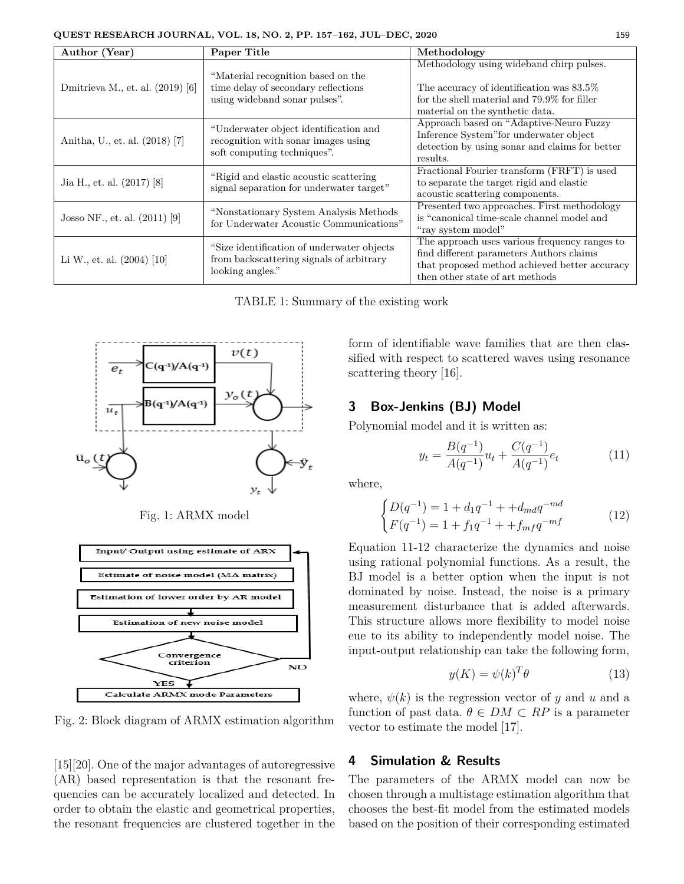| Author (Year) | Paper Title | Methodology |
|---|---|---|
| Dmitrieva M., et. al. (2019) [6] | "Material recognition based on the time delay of secondary reflections using wideband sonar pulses". | Methodology using wideband chirp pulses. The accuracy of identification was 83.5% for the shell material and 79.9% for filler material on the synthetic data. |
| Anitha, U., et. al. (2018) [7] | "Underwater object identification and recognition with sonar images using soft computing techniques". | Approach based on "Adaptive-Neuro Fuzzy Inference System"for underwater object detection by using sonar and claims for better results. |
| Jia H., et. al. (2017) [8] | "Rigid and elastic acoustic scattering signal separation for underwater target" | Fractional Fourier transform (FRFT) is used to separate the target rigid and elastic acoustic scattering components. |
| Josso NF., et. al. (2011) [9] | "Nonstationary System Analysis Methods for Underwater Acoustic Communications" | Presented two approaches. First methodology is "canonical time-scale channel model and "ray system model" |
| Li W., et. al. (2004) [10] | "Size identification of underwater objects from backscattering signals of arbitrary looking angles." | The approach uses various frequency ranges to find different parameters Authors claims that proposed method achieved better accuracy then other state of art methods |

TABLE 1: Summary of the existing work

Fig. 1: ARMX model

Fig. 2: Block diagram of ARMX estimation algorithm

[15][20]. One of the major advantages of autoregressive (AR) based representation is that the resonant frequencies can be accurately localized and detected. In order to obtain the elastic and geometrical properties, the resonant frequencies are clustered together in the form of identifiable wave families that are then classified with respect to scattered waves using resonance scattering theory [16].

## 3 Box-Jenkins (BJ) Model

Polynomial model and it is written as:

$$y_t = \frac{B(q^{-1})}{A(q^{-1})}u_t + \frac{C(q^{-1})}{A(q^{-1})}e_t \tag{11}$$

where,

$$\begin{cases} D(q^{-1}) = 1 + d_1 q^{-1} + +d_{md} q^{-md} \\ F(q^{-1}) = 1 + f_1 q^{-1} + +f_{mf} q^{-mf} \end{cases} \tag{12}$$

Equation 11-12 characterize the dynamics and noise using rational polynomial functions. As a result, the BJ model is a better option when the input is not dominated by noise. Instead, the noise is a primary measurement disturbance that is added afterwards. This structure allows more flexibility to model noise eue to its ability to independently model noise. The input-output relationship can take the following form,

$$y(K) = \psi(k)^T \theta \tag{13}$$

where, $\psi(k)$ is the regression vector of $y$ and $u$ and a function of past data. $\theta \in DM \subset RP$ is a parameter vector to estimate the model [17].

## 4 Simulation & Results

The parameters of the ARMX model can now be chosen through a multistage estimation algorithm that chooses the best-fit model from the estimated models based on the position of their corresponding estimated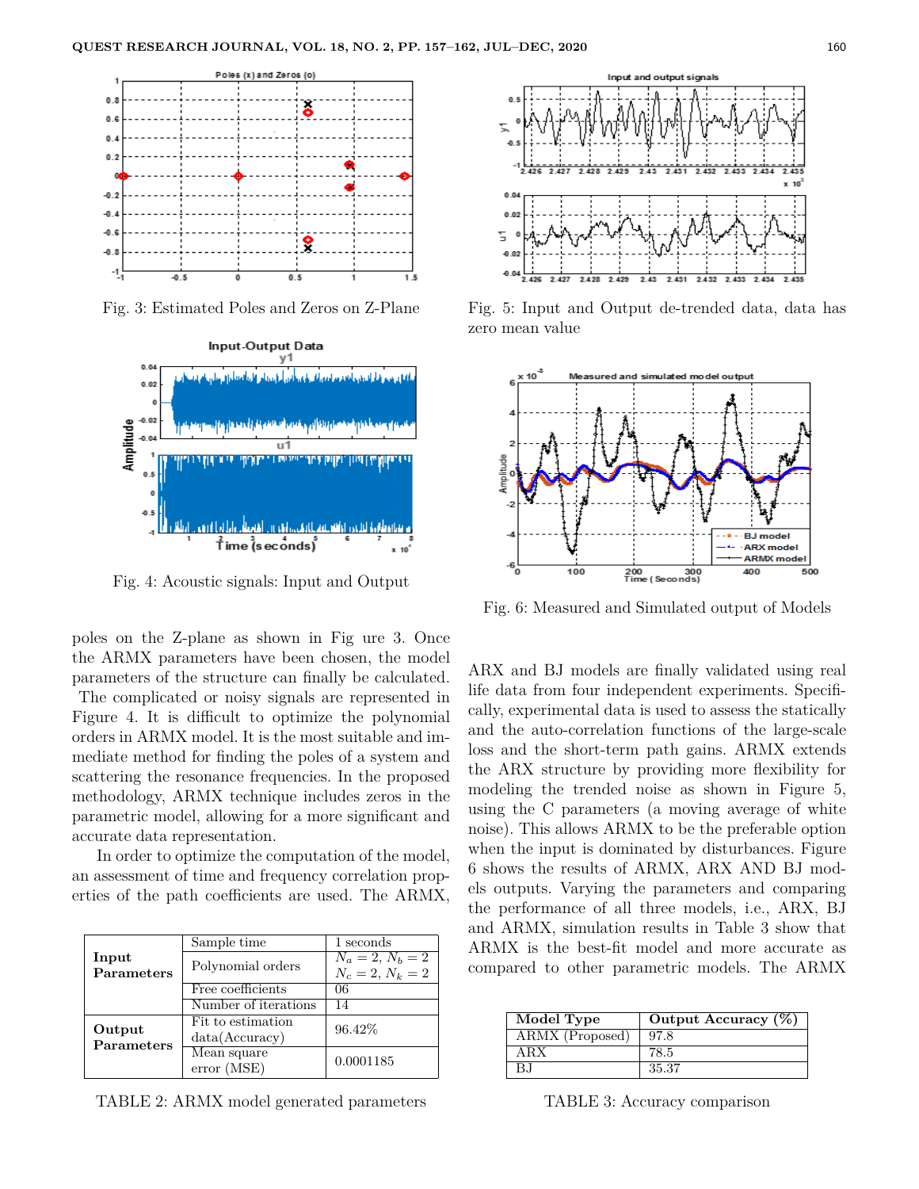Fig. 3: Estimated Poles and Zeros on Z-Plane

Fig. 4: Acoustic signals: Input and Output

poles on the Z-plane as shown in Fig ure 3. Once the ARMX parameters have been chosen, the model parameters of the structure can finally be calculated. The complicated or noisy signals are represented in Figure 4. It is difficult to optimize the polynomial orders in ARMX model. It is the most suitable and immediate method for finding the poles of a system and scattering the resonance frequencies. In the proposed methodology, ARMX technique includes zeros in the parametric model, allowing for a more significant and accurate data representation.

In order to optimize the computation of the model, an assessment of time and frequency correlation properties of the path coefficients are used. The ARMX,

| | | |
|---|---|---|
| **Input Parameters** | Sample time | 1 seconds |
| | Polynomial orders | $N_a = 2$, $N_b = 2$ $N_c = 2$, $N_k = 2$ |
| | Free coefficients | 06 |
| | Number of iterations | 14 |
| **Output Parameters** | Fit to estimation data(Accuracy) | 96.42% |
| | Mean square error (MSE) | 0.0001185 |

TABLE 2: ARMX model generated parameters

Fig. 5: Input and Output de-trended data, data has zero mean value

Fig. 6: Measured and Simulated output of Models

ARX and BJ models are finally validated using real life data from four independent experiments. Specifically, experimental data is used to assess the statically and the auto-correlation functions of the large-scale loss and the short-term path gains. ARMX extends the ARX structure by providing more flexibility for modeling the trended noise as shown in Figure 5, using the C parameters (a moving average of white noise). This allows ARMX to be the preferable option when the input is dominated by disturbances. Figure 6 shows the results of ARMX, ARX AND BJ models outputs. Varying the parameters and comparing the performance of all three models, i.e., ARX, BJ and ARMX, simulation results in Table 3 show that ARMX is the best-fit model and more accurate as compared to other parametric models. The ARMX

| Model Type | Output Accuracy (%) |
|---|---|
| ARMX (Proposed) | 97.8 |
| ARX | 78.5 |
| BJ | 35.37 |

TABLE 3: Accuracy comparison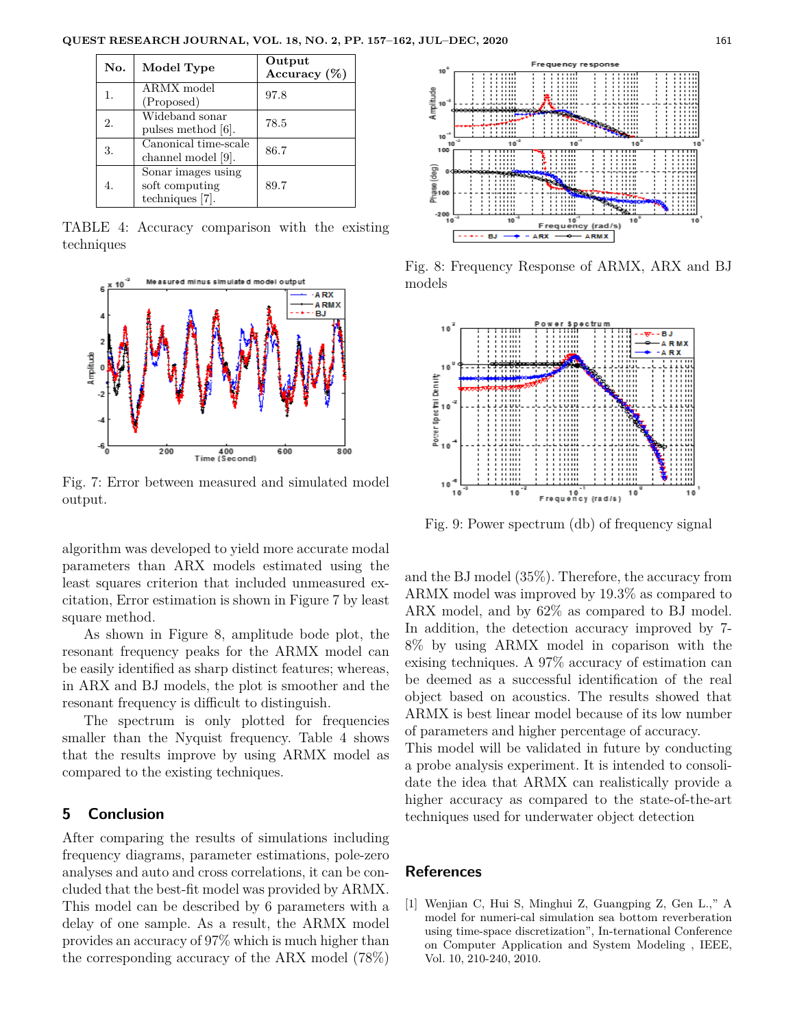| No. | Model Type | Output Accuracy (%) |
| --- | --- | --- |
| 1. | ARMX model (Proposed) | 97.8 |
| 2. | Wideband sonar pulses method [6]. | 78.5 |
| 3. | Canonical time-scale channel model [9]. | 86.7 |
| 4. | Sonar images using soft computing techniques [7]. | 89.7 |

TABLE 4: Accuracy comparison with the existing techniques

Fig. 7: Error between measured and simulated model output.

algorithm was developed to yield more accurate modal parameters than ARX models estimated using the least squares criterion that included unmeasured excitation, Error estimation is shown in Figure 7 by least square method.

As shown in Figure 8, amplitude bode plot, the resonant frequency peaks for the ARMX model can be easily identified as sharp distinct features; whereas, in ARX and BJ models, the plot is smoother and the resonant frequency is difficult to distinguish.

The spectrum is only plotted for frequencies smaller than the Nyquist frequency. Table 4 shows that the results improve by using ARMX model as compared to the existing techniques.

## 5 Conclusion

After comparing the results of simulations including frequency diagrams, parameter estimations, pole-zero analyses and auto and cross correlations, it can be concluded that the best-fit model was provided by ARMX. This model can be described by 6 parameters with a delay of one sample. As a result, the ARMX model provides an accuracy of 97% which is much higher than the corresponding accuracy of the ARX model (78%) and the BJ model (35%). Therefore, the accuracy from ARMX model was improved by 19.3% as compared to ARX model, and by 62% as compared to BJ model. In addition, the detection accuracy improved by 7-8% by using ARMX model in coparison with the exising techniques. A 97% accuracy of estimation can be deemed as a successful identification of the real object based on acoustics. The results showed that ARMX is best linear model because of its low number of parameters and higher percentage of accuracy.

This model will be validated in future by conducting a probe analysis experiment. It is intended to consolidate the idea that ARMX can realistically provide a higher accuracy as compared to the state-of-the-art techniques used for underwater object detection

Fig. 8: Frequency Response of ARMX, ARX and BJ models

Fig. 9: Power spectrum (db) of frequency signal

## References

[1] Wenjian C, Hui S, Minghui Z, Guangping Z, Gen L.," A model for numeri-cal simulation sea bottom reverberation using time-space discretization", In-ternational Conference on Computer Application and System Modeling , IEEE, Vol. 10, 210-240, 2010.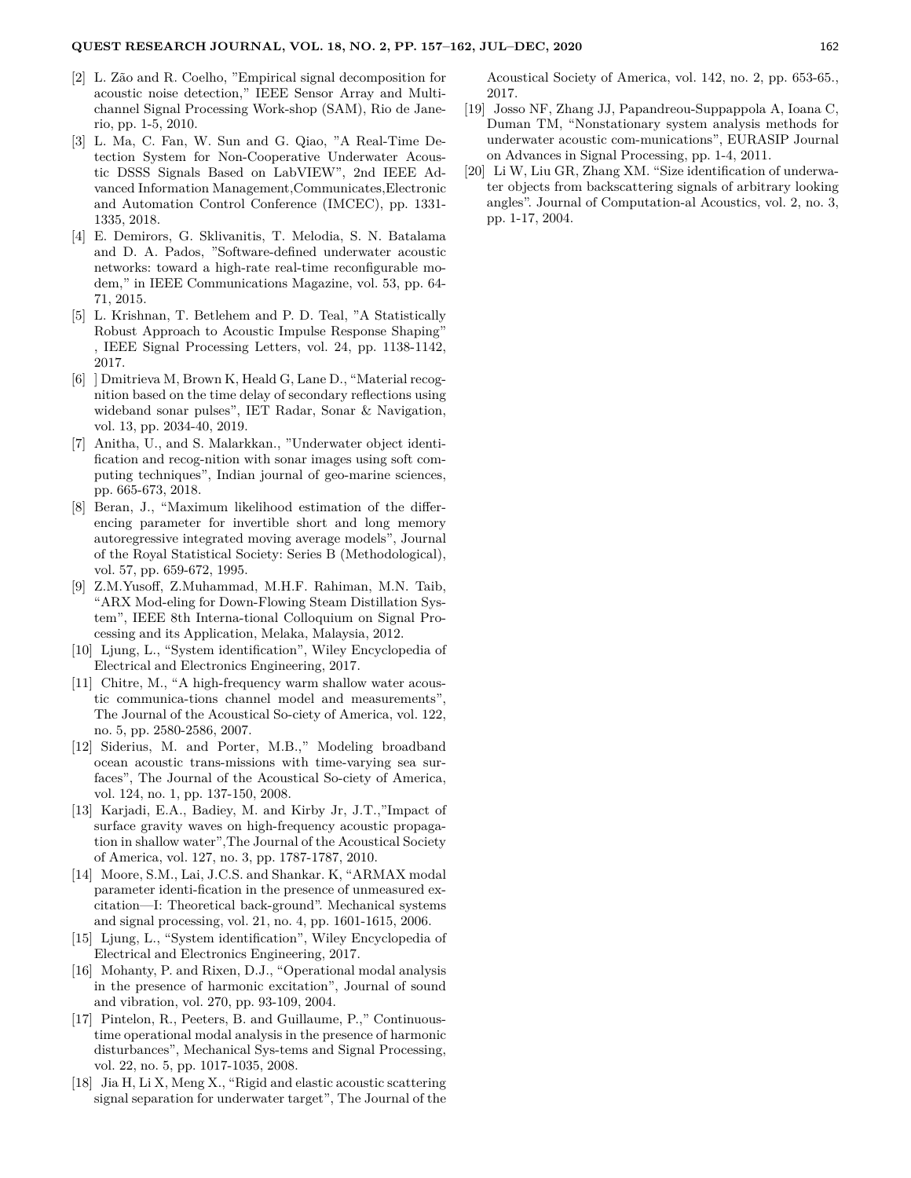[2] L. Zão and R. Coelho, "Empirical signal decomposition for acoustic noise detection," IEEE Sensor Array and Multichannel Signal Processing Work-shop (SAM), Rio de Janerio, pp. 1-5, 2010.

[3] L. Ma, C. Fan, W. Sun and G. Qiao, "A Real-Time Detection System for Non-Cooperative Underwater Acoustic DSSS Signals Based on LabVIEW", 2nd IEEE Advanced Information Management,Communicates,Electronic and Automation Control Conference (IMCEC), pp. 1331-1335, 2018.

[4] E. Demirors, G. Sklivanitis, T. Melodia, S. N. Batalama and D. A. Pados, "Software-defined underwater acoustic networks: toward a high-rate real-time reconfigurable modem," in IEEE Communications Magazine, vol. 53, pp. 64-71, 2015.

[5] L. Krishnan, T. Betlehem and P. D. Teal, "A Statistically Robust Approach to Acoustic Impulse Response Shaping" , IEEE Signal Processing Letters, vol. 24, pp. 1138-1142, 2017.

[6] ] Dmitrieva M, Brown K, Heald G, Lane D., "Material recognition based on the time delay of secondary reflections using wideband sonar pulses", IET Radar, Sonar & Navigation, vol. 13, pp. 2034-40, 2019.

[7] Anitha, U., and S. Malarkkan., "Underwater object identification and recog-nition with sonar images using soft computing techniques", Indian journal of geo-marine sciences, pp. 665-673, 2018.

[8] Beran, J., "Maximum likelihood estimation of the differencing parameter for invertible short and long memory autoregressive integrated moving average models", Journal of the Royal Statistical Society: Series B (Methodological), vol. 57, pp. 659-672, 1995.

[9] Z.M.Yusoff, Z.Muhammad, M.H.F. Rahiman, M.N. Taib, "ARX Mod-eling for Down-Flowing Steam Distillation System", IEEE 8th Interna-tional Colloquium on Signal Processing and its Application, Melaka, Malaysia, 2012.

[10] Ljung, L., "System identification", Wiley Encyclopedia of Electrical and Electronics Engineering, 2017.

[11] Chitre, M., "A high-frequency warm shallow water acoustic communica-tions channel model and measurements", The Journal of the Acoustical So-ciety of America, vol. 122, no. 5, pp. 2580-2586, 2007.

[12] Siderius, M. and Porter, M.B.," Modeling broadband ocean acoustic trans-missions with time-varying sea surfaces", The Journal of the Acoustical So-ciety of America, vol. 124, no. 1, pp. 137-150, 2008.

[13] Karjadi, E.A., Badiey, M. and Kirby Jr, J.T.,"Impact of surface gravity waves on high-frequency acoustic propagation in shallow water",The Journal of the Acoustical Society of America, vol. 127, no. 3, pp. 1787-1787, 2010.

[14] Moore, S.M., Lai, J.C.S. and Shankar. K, "ARMAX modal parameter identi-fication in the presence of unmeasured excitation—I: Theoretical back-ground". Mechanical systems and signal processing, vol. 21, no. 4, pp. 1601-1615, 2006.

[15] Ljung, L., "System identification", Wiley Encyclopedia of Electrical and Electronics Engineering, 2017.

[16] Mohanty, P. and Rixen, D.J., "Operational modal analysis in the presence of harmonic excitation", Journal of sound and vibration, vol. 270, pp. 93-109, 2004.

[17] Pintelon, R., Peeters, B. and Guillaume, P.," Continuous-time operational modal analysis in the presence of harmonic disturbances", Mechanical Sys-tems and Signal Processing, vol. 22, no. 5, pp. 1017-1035, 2008.

[18] Jia H, Li X, Meng X., "Rigid and elastic acoustic scattering signal separation for underwater target", The Journal of the Acoustical Society of America, vol. 142, no. 2, pp. 653-65., 2017.

[19] Josso NF, Zhang JJ, Papandreou-Suppappola A, Ioana C, Duman TM, "Nonstationary system analysis methods for underwater acoustic com-munications", EURASIP Journal on Advances in Signal Processing, pp. 1-4, 2011.

[20] Li W, Liu GR, Zhang XM. "Size identification of underwater objects from backscattering signals of arbitrary looking angles". Journal of Computation-al Acoustics, vol. 2, no. 3, pp. 1-17, 2004.